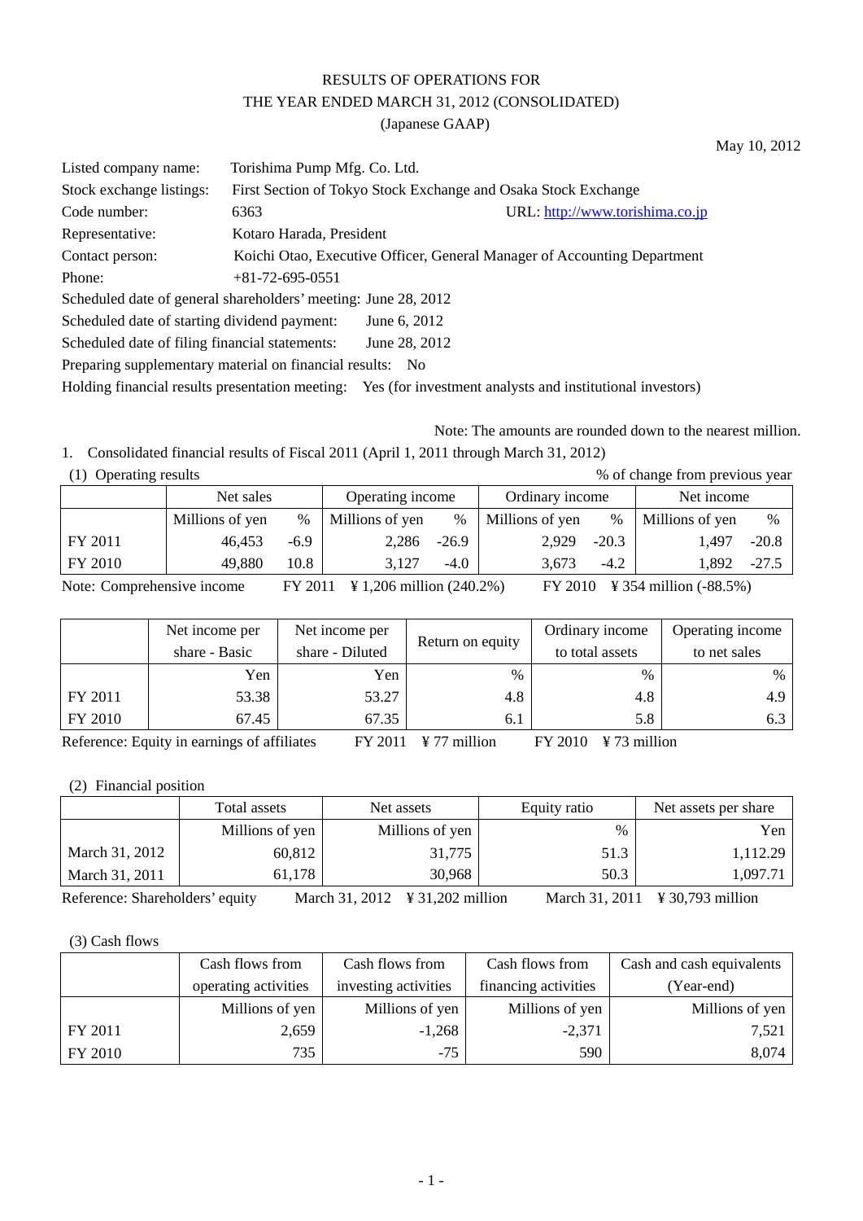# RESULTS OF OPERATIONS FOR THE YEAR ENDED MARCH 31, 2012 (CONSOLIDATED)

(Japanese GAAP)

May 10, 2012

Listed company name: Torishima Pump Mfg. Co. Ltd.
Stock exchange listings: First Section of Tokyo Stock Exchange and Osaka Stock Exchange
Code number: 6363 URL: http://www.torishima.co.jp
Representative: Kotaro Harada, President
Contact person: Koichi Otao, Executive Officer, General Manager of Accounting Department
Phone: +81-72-695-0551
Scheduled date of general shareholders' meeting: June 28, 2012
Scheduled date of starting dividend payment: June 6, 2012
Scheduled date of filing financial statements: June 28, 2012
Preparing supplementary material on financial results: No
Holding financial results presentation meeting: Yes (for investment analysts and institutional investors)

Note: The amounts are rounded down to the nearest million.

1. Consolidated financial results of Fiscal 2011 (April 1, 2011 through March 31, 2012)

(1) Operating results

% of change from previous year

| | Net sales | | Operating income | | Ordinary income | | Net income | |
|---|---|---|---|---|---|---|---|---|
| | Millions of yen | % | Millions of yen | % | Millions of yen | % | Millions of yen | % |
| FY 2011 | 46,453 | -6.9 | 2,286 | -26.9 | 2,929 | -20.3 | 1,497 | -20.8 |
| FY 2010 | 49,880 | 10.8 | 3,127 | -4.0 | 3,673 | -4.2 | 1,892 | -27.5 |

Note: Comprehensive income FY 2011 ¥ 1,206 million (240.2%) FY 2010 ¥ 354 million (-88.5%)

| | Net income per share - Basic | Net income per share - Diluted | Return on equity | Ordinary income to total assets | Operating income to net sales |
|---|---|---|---|---|---|
| | Yen | Yen | % | % | % |
| FY 2011 | 53.38 | 53.27 | 4.8 | 4.8 | 4.9 |
| FY 2010 | 67.45 | 67.35 | 6.1 | 5.8 | 6.3 |

Reference: Equity in earnings of affiliates FY 2011 ¥ 77 million FY 2010 ¥ 73 million

(2) Financial position

| | Total assets | Net assets | Equity ratio | Net assets per share |
|---|---|---|---|---|
| | Millions of yen | Millions of yen | % | Yen |
| March 31, 2012 | 60,812 | 31,775 | 51.3 | 1,112.29 |
| March 31, 2011 | 61,178 | 30,968 | 50.3 | 1,097.71 |

Reference: Shareholders' equity March 31, 2012 ¥ 31,202 million March 31, 2011 ¥ 30,793 million

(3) Cash flows

| | Cash flows from operating activities | Cash flows from investing activities | Cash flows from financing activities | Cash and cash equivalents (Year-end) |
|---|---|---|---|---|
| | Millions of yen | Millions of yen | Millions of yen | Millions of yen |
| FY 2011 | 2,659 | -1,268 | -2,371 | 7,521 |
| FY 2010 | 735 | -75 | 590 | 8,074 |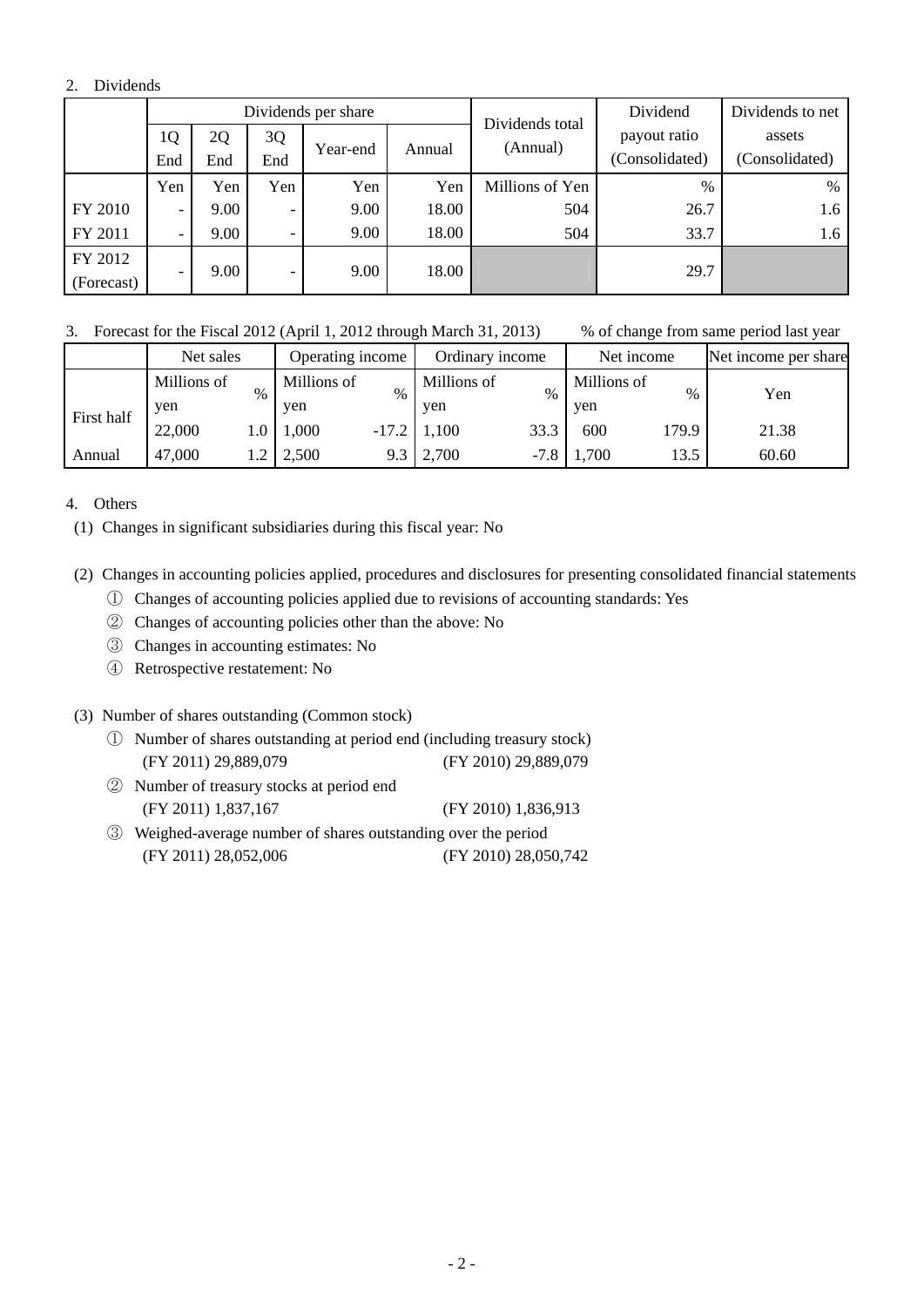2. Dividends

| | Dividends per share | | | | | Dividends total (Annual) | Dividend payout ratio (Consolidated) | Dividends to net assets (Consolidated) |
|---|---|---|---|---|---|---|---|---|
| | 1Q End | 2Q End | 3Q End | Year-end | Annual | | | |
| | Yen | Yen | Yen | Yen | Yen | Millions of Yen | % | % |
| FY 2010 | - | 9.00 | - | 9.00 | 18.00 | 504 | 26.7 | 1.6 |
| FY 2011 | - | 9.00 | - | 9.00 | 18.00 | 504 | 33.7 | 1.6 |
| FY 2012 (Forecast) | - | 9.00 | - | 9.00 | 18.00 | | 29.7 | |

3. Forecast for the Fiscal 2012 (April 1, 2012 through March 31, 2013) % of change from same period last year

| | Net sales | | Operating income | | Ordinary income | | Net income | | Net income per share |
|---|---|---|---|---|---|---|---|---|---|
| | Millions of yen | % | Millions of yen | % | Millions of yen | % | Millions of yen | % | Yen |
| First half | 22,000 | 1.0 | 1,000 | -17.2 | 1,100 | 33.3 | 600 | 179.9 | 21.38 |
| Annual | 47,000 | 1.2 | 2,500 | 9.3 | 2,700 | -7.8 | 1,700 | 13.5 | 60.60 |

4. Others

(1) Changes in significant subsidiaries during this fiscal year: No

(2) Changes in accounting policies applied, procedures and disclosures for presenting consolidated financial statements

① Changes of accounting policies applied due to revisions of accounting standards: Yes

② Changes of accounting policies other than the above: No

③ Changes in accounting estimates: No

④ Retrospective restatement: No

(3) Number of shares outstanding (Common stock)

① Number of shares outstanding at period end (including treasury stock)
(FY 2011) 29,889,079 (FY 2010) 29,889,079

② Number of treasury stocks at period end
(FY 2011) 1,837,167 (FY 2010) 1,836,913

③ Weighed-average number of shares outstanding over the period
(FY 2011) 28,052,006 (FY 2010) 28,050,742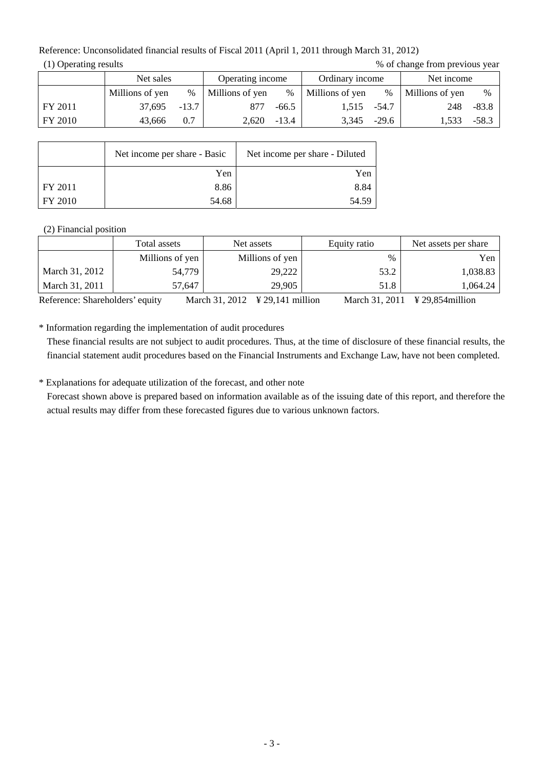Reference: Unconsolidated financial results of Fiscal 2011 (April 1, 2011 through March 31, 2012)

(1) Operating results　　　　　　　　　　　　　　　　　　　　　　　　　　　　% of change from previous year

| | Net sales | | Operating income | | Ordinary income | | Net income | |
|---|---|---|---|---|---|---|---|---|
| | Millions of yen | % | Millions of yen | % | Millions of yen | % | Millions of yen | % |
| FY 2011 | 37,695 | -13.7 | 877 | -66.5 | 1,515 | -54.7 | 248 | -83.8 |
| FY 2010 | 43,666 | 0.7 | 2,620 | -13.4 | 3,345 | -29.6 | 1,533 | -58.3 |

| | Net income per share - Basic | Net income per share - Diluted |
|---|---|---|
| | Yen | Yen |
| FY 2011 | 8.86 | 8.84 |
| FY 2010 | 54.68 | 54.59 |

(2) Financial position

| | Total assets | Net assets | Equity ratio | Net assets per share |
|---|---|---|---|---|
| | Millions of yen | Millions of yen | % | Yen |
| March 31, 2012 | 54,779 | 29,222 | 53.2 | 1,038.83 |
| March 31, 2011 | 57,647 | 29,905 | 51.8 | 1,064.24 |

Reference: Shareholders' equity　　March 31, 2012　¥ 29,141 million　　March 31, 2011　¥ 29,854million

\* Information regarding the implementation of audit procedures

These financial results are not subject to audit procedures. Thus, at the time of disclosure of these financial results, the financial statement audit procedures based on the Financial Instruments and Exchange Law, have not been completed.

\* Explanations for adequate utilization of the forecast, and other note

Forecast shown above is prepared based on information available as of the issuing date of this report, and therefore the actual results may differ from these forecasted figures due to various unknown factors.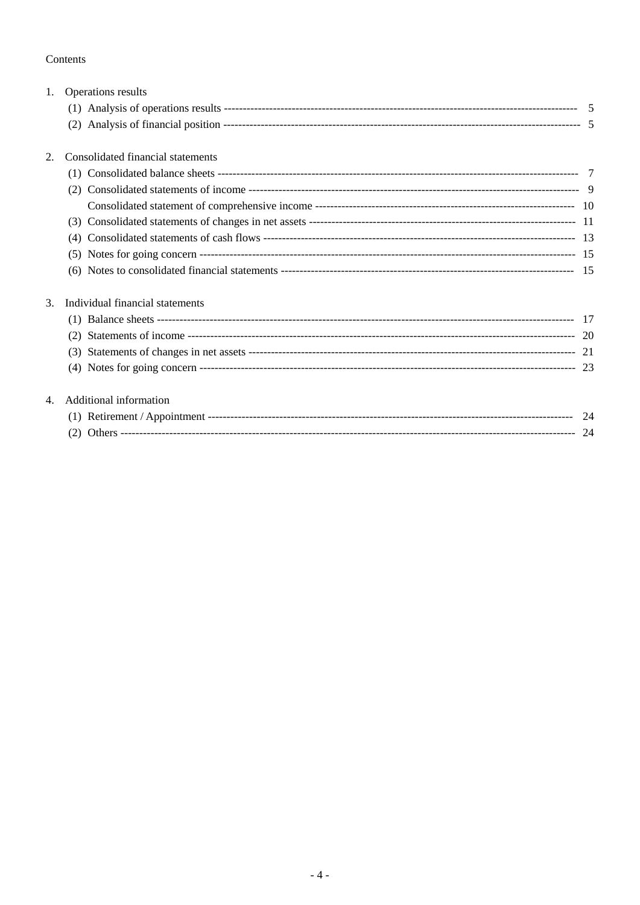Contents

1. Operations results
   - (1) Analysis of operations results ---------- 5
   - (2) Analysis of financial position ---------- 5

2. Consolidated financial statements
   - (1) Consolidated balance sheets ---------- 7
   - (2) Consolidated statements of income ---------- 9
   - Consolidated statement of comprehensive income ---------- 10
   - (3) Consolidated statements of changes in net assets ---------- 11
   - (4) Consolidated statements of cash flows ---------- 13
   - (5) Notes for going concern ---------- 15
   - (6) Notes to consolidated financial statements ---------- 15

3. Individual financial statements
   - (1) Balance sheets ---------- 17
   - (2) Statements of income ---------- 20
   - (3) Statements of changes in net assets ---------- 21
   - (4) Notes for going concern ---------- 23

4. Additional information
   - (1) Retirement / Appointment ---------- 24
   - (2) Others ---------- 24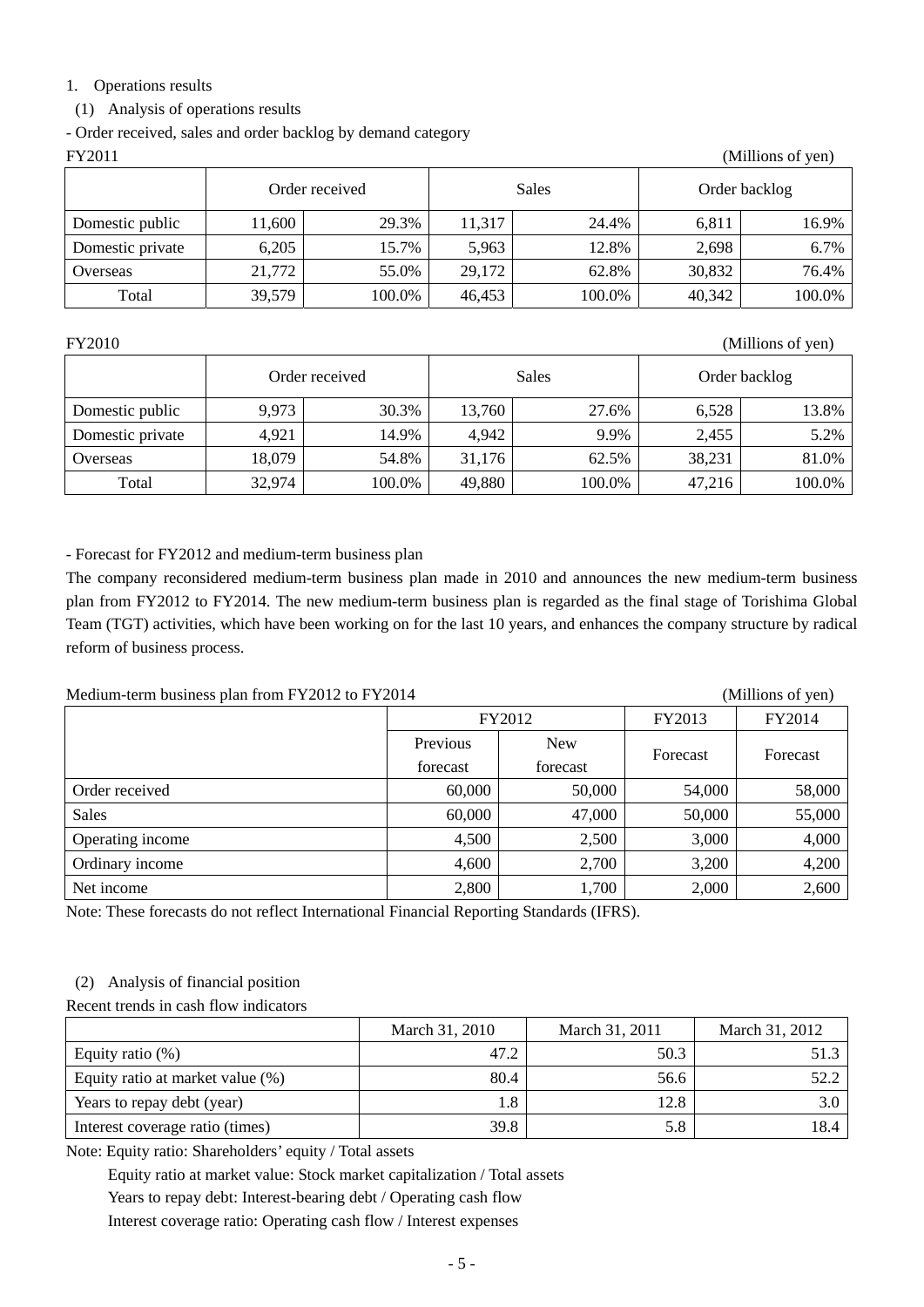1. Operations results

(1) Analysis of operations results

- Order received, sales and order backlog by demand category

FY2011 (Millions of yen)

| | Order received | | Sales | | Order backlog | |
|---|---|---|---|---|---|---|
| Domestic public | 11,600 | 29.3% | 11,317 | 24.4% | 6,811 | 16.9% |
| Domestic private | 6,205 | 15.7% | 5,963 | 12.8% | 2,698 | 6.7% |
| Overseas | 21,772 | 55.0% | 29,172 | 62.8% | 30,832 | 76.4% |
| Total | 39,579 | 100.0% | 46,453 | 100.0% | 40,342 | 100.0% |

FY2010 (Millions of yen)

| | Order received | | Sales | | Order backlog | |
|---|---|---|---|---|---|---|
| Domestic public | 9,973 | 30.3% | 13,760 | 27.6% | 6,528 | 13.8% |
| Domestic private | 4,921 | 14.9% | 4,942 | 9.9% | 2,455 | 5.2% |
| Overseas | 18,079 | 54.8% | 31,176 | 62.5% | 38,231 | 81.0% |
| Total | 32,974 | 100.0% | 49,880 | 100.0% | 47,216 | 100.0% |

- Forecast for FY2012 and medium-term business plan

The company reconsidered medium-term business plan made in 2010 and announces the new medium-term business plan from FY2012 to FY2014. The new medium-term business plan is regarded as the final stage of Torishima Global Team (TGT) activities, which have been working on for the last 10 years, and enhances the company structure by radical reform of business process.

Medium-term business plan from FY2012 to FY2014 (Millions of yen)

| | FY2012 | | FY2013 | FY2014 |
|---|---|---|---|---|
| | Previous forecast | New forecast | Forecast | Forecast |
| Order received | 60,000 | 50,000 | 54,000 | 58,000 |
| Sales | 60,000 | 47,000 | 50,000 | 55,000 |
| Operating income | 4,500 | 2,500 | 3,000 | 4,000 |
| Ordinary income | 4,600 | 2,700 | 3,200 | 4,200 |
| Net income | 2,800 | 1,700 | 2,000 | 2,600 |

Note: These forecasts do not reflect International Financial Reporting Standards (IFRS).

(2) Analysis of financial position

Recent trends in cash flow indicators

| | March 31, 2010 | March 31, 2011 | March 31, 2012 |
|---|---|---|---|
| Equity ratio (%) | 47.2 | 50.3 | 51.3 |
| Equity ratio at market value (%) | 80.4 | 56.6 | 52.2 |
| Years to repay debt (year) | 1.8 | 12.8 | 3.0 |
| Interest coverage ratio (times) | 39.8 | 5.8 | 18.4 |

Note: Equity ratio: Shareholders' equity / Total assets

Equity ratio at market value: Stock market capitalization / Total assets

Years to repay debt: Interest-bearing debt / Operating cash flow

Interest coverage ratio: Operating cash flow / Interest expenses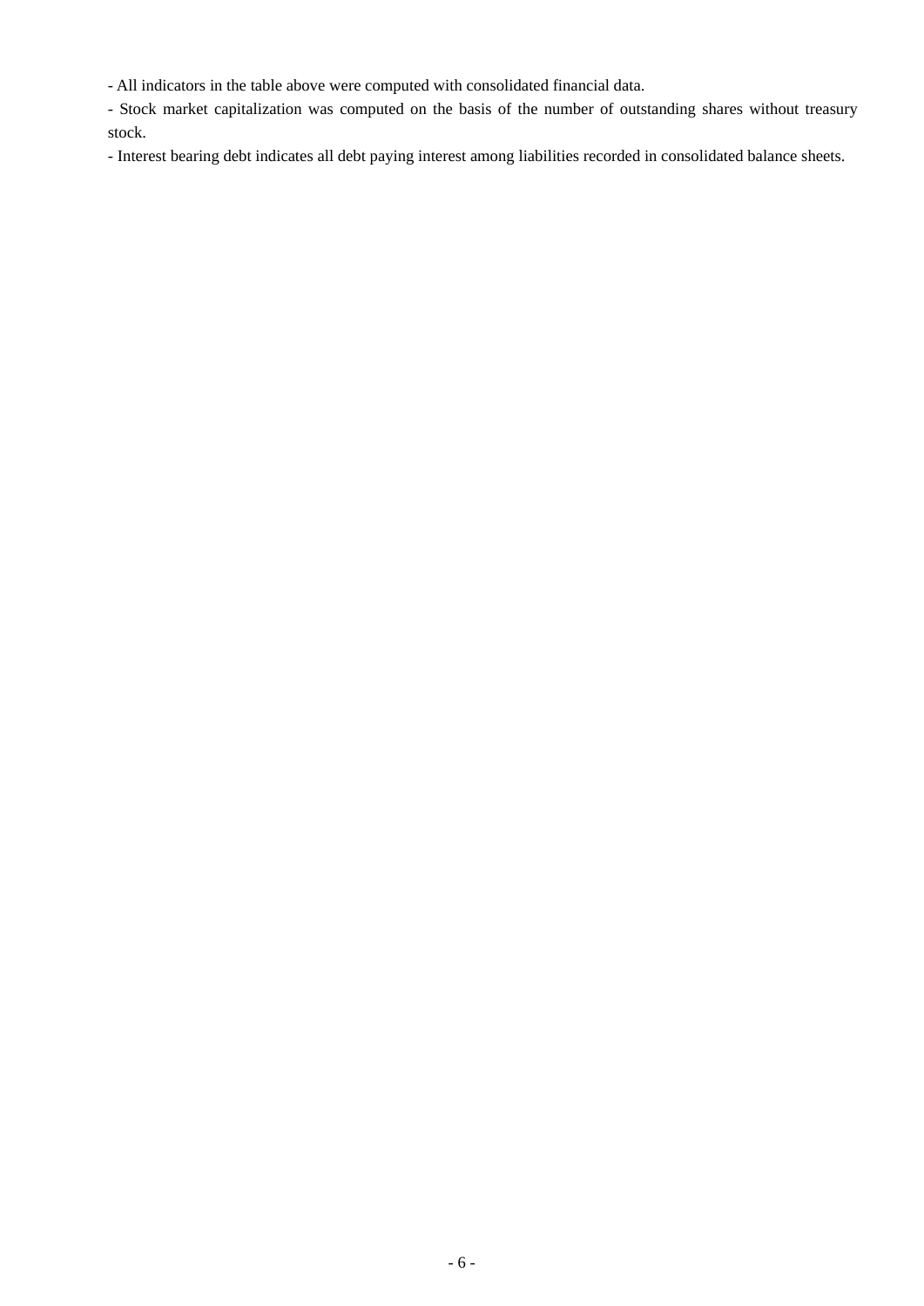- All indicators in the table above were computed with consolidated financial data.

- Stock market capitalization was computed on the basis of the number of outstanding shares without treasury stock.

- Interest bearing debt indicates all debt paying interest among liabilities recorded in consolidated balance sheets.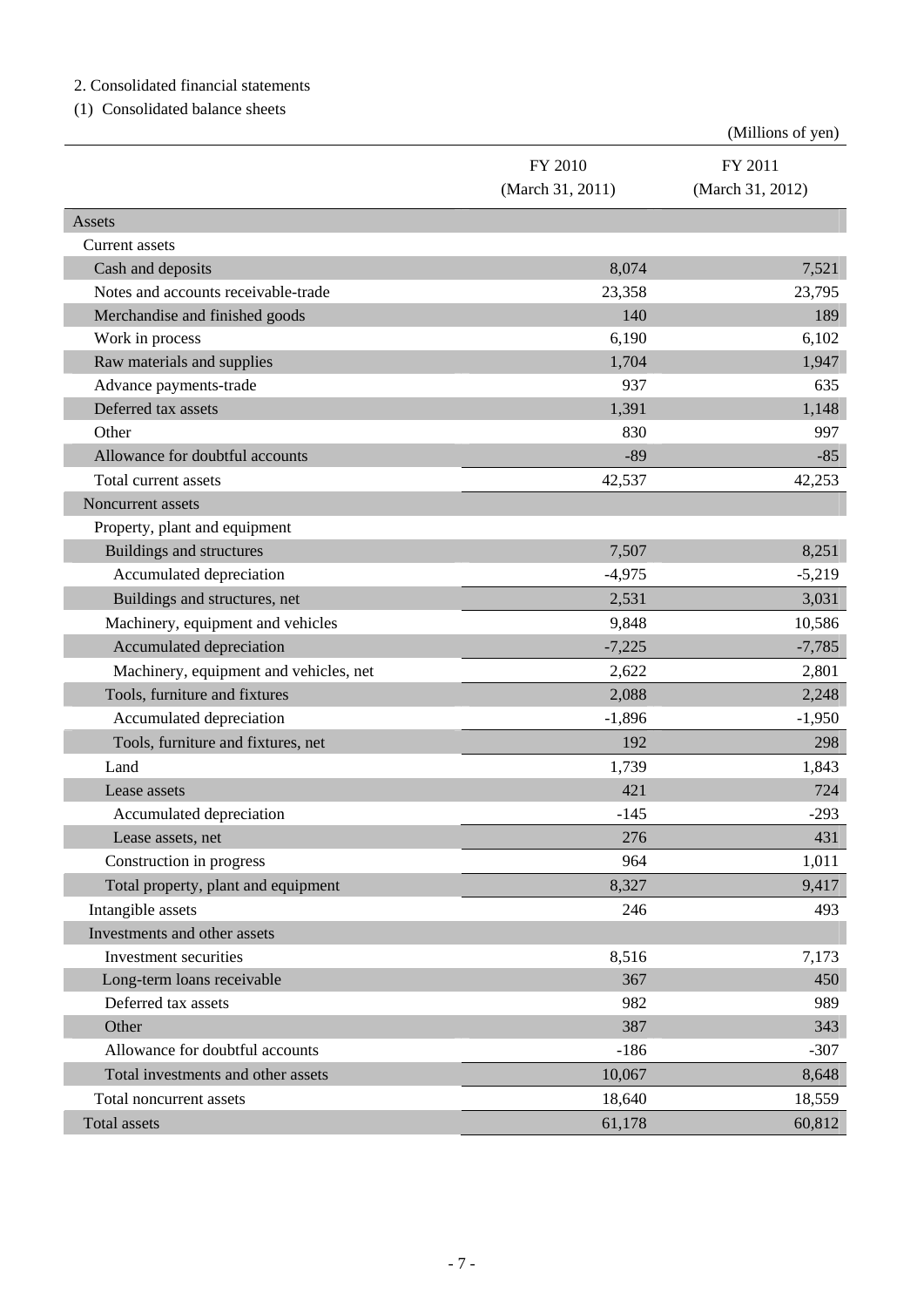2. Consolidated financial statements

(1) Consolidated balance sheets

(Millions of yen)

| | FY 2010 (March 31, 2011) | FY 2011 (March 31, 2012) |
|---|---|---|
| Assets | | |
| Current assets | | |
| Cash and deposits | 8,074 | 7,521 |
| Notes and accounts receivable-trade | 23,358 | 23,795 |
| Merchandise and finished goods | 140 | 189 |
| Work in process | 6,190 | 6,102 |
| Raw materials and supplies | 1,704 | 1,947 |
| Advance payments-trade | 937 | 635 |
| Deferred tax assets | 1,391 | 1,148 |
| Other | 830 | 997 |
| Allowance for doubtful accounts | -89 | -85 |
| Total current assets | 42,537 | 42,253 |
| Noncurrent assets | | |
| Property, plant and equipment | | |
| Buildings and structures | 7,507 | 8,251 |
| Accumulated depreciation | -4,975 | -5,219 |
| Buildings and structures, net | 2,531 | 3,031 |
| Machinery, equipment and vehicles | 9,848 | 10,586 |
| Accumulated depreciation | -7,225 | -7,785 |
| Machinery, equipment and vehicles, net | 2,622 | 2,801 |
| Tools, furniture and fixtures | 2,088 | 2,248 |
| Accumulated depreciation | -1,896 | -1,950 |
| Tools, furniture and fixtures, net | 192 | 298 |
| Land | 1,739 | 1,843 |
| Lease assets | 421 | 724 |
| Accumulated depreciation | -145 | -293 |
| Lease assets, net | 276 | 431 |
| Construction in progress | 964 | 1,011 |
| Total property, plant and equipment | 8,327 | 9,417 |
| Intangible assets | 246 | 493 |
| Investments and other assets | | |
| Investment securities | 8,516 | 7,173 |
| Long-term loans receivable | 367 | 450 |
| Deferred tax assets | 982 | 989 |
| Other | 387 | 343 |
| Allowance for doubtful accounts | -186 | -307 |
| Total investments and other assets | 10,067 | 8,648 |
| Total noncurrent assets | 18,640 | 18,559 |
| Total assets | 61,178 | 60,812 |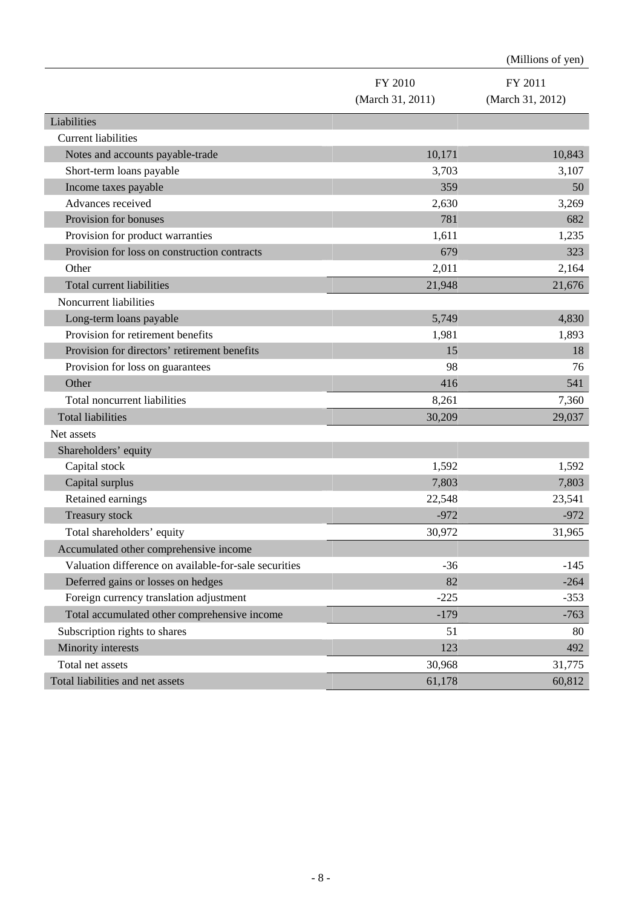(Millions of yen)

| | FY 2010 (March 31, 2011) | FY 2011 (March 31, 2012) |
|---|---|---|
| Liabilities | | |
| Current liabilities | | |
| Notes and accounts payable-trade | 10,171 | 10,843 |
| Short-term loans payable | 3,703 | 3,107 |
| Income taxes payable | 359 | 50 |
| Advances received | 2,630 | 3,269 |
| Provision for bonuses | 781 | 682 |
| Provision for product warranties | 1,611 | 1,235 |
| Provision for loss on construction contracts | 679 | 323 |
| Other | 2,011 | 2,164 |
| Total current liabilities | 21,948 | 21,676 |
| Noncurrent liabilities | | |
| Long-term loans payable | 5,749 | 4,830 |
| Provision for retirement benefits | 1,981 | 1,893 |
| Provision for directors' retirement benefits | 15 | 18 |
| Provision for loss on guarantees | 98 | 76 |
| Other | 416 | 541 |
| Total noncurrent liabilities | 8,261 | 7,360 |
| Total liabilities | 30,209 | 29,037 |
| Net assets | | |
| Shareholders' equity | | |
| Capital stock | 1,592 | 1,592 |
| Capital surplus | 7,803 | 7,803 |
| Retained earnings | 22,548 | 23,541 |
| Treasury stock | -972 | -972 |
| Total shareholders' equity | 30,972 | 31,965 |
| Accumulated other comprehensive income | | |
| Valuation difference on available-for-sale securities | -36 | -145 |
| Deferred gains or losses on hedges | 82 | -264 |
| Foreign currency translation adjustment | -225 | -353 |
| Total accumulated other comprehensive income | -179 | -763 |
| Subscription rights to shares | 51 | 80 |
| Minority interests | 123 | 492 |
| Total net assets | 30,968 | 31,775 |
| Total liabilities and net assets | 61,178 | 60,812 |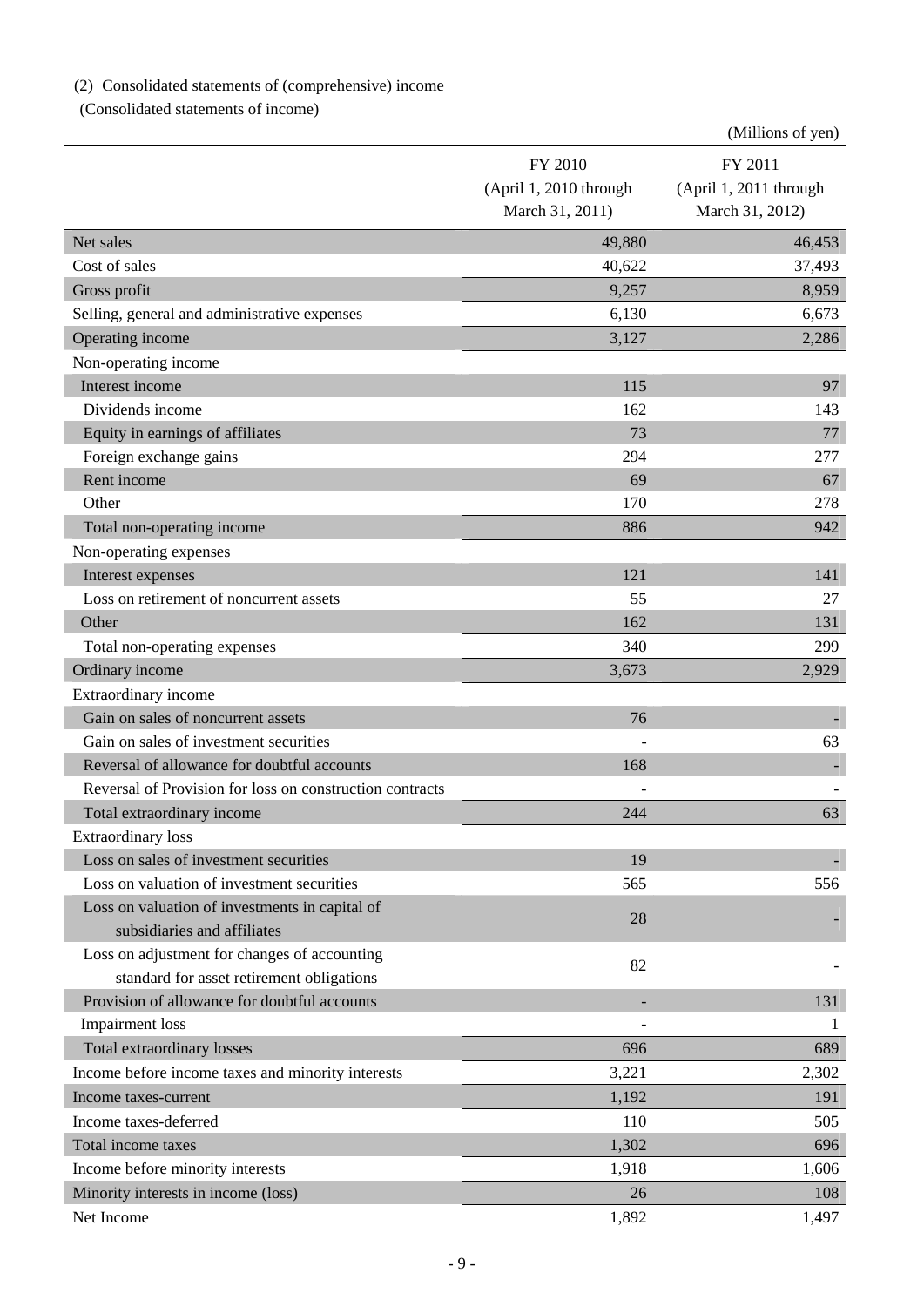(2) Consolidated statements of (comprehensive) income

(Consolidated statements of income)

(Millions of yen)

| | FY 2010 (April 1, 2010 through March 31, 2011) | FY 2011 (April 1, 2011 through March 31, 2012) |
|---|---|---|
| Net sales | 49,880 | 46,453 |
| Cost of sales | 40,622 | 37,493 |
| Gross profit | 9,257 | 8,959 |
| Selling, general and administrative expenses | 6,130 | 6,673 |
| Operating income | 3,127 | 2,286 |
| Non-operating income | | |
| Interest income | 115 | 97 |
| Dividends income | 162 | 143 |
| Equity in earnings of affiliates | 73 | 77 |
| Foreign exchange gains | 294 | 277 |
| Rent income | 69 | 67 |
| Other | 170 | 278 |
| Total non-operating income | 886 | 942 |
| Non-operating expenses | | |
| Interest expenses | 121 | 141 |
| Loss on retirement of noncurrent assets | 55 | 27 |
| Other | 162 | 131 |
| Total non-operating expenses | 340 | 299 |
| Ordinary income | 3,673 | 2,929 |
| Extraordinary income | | |
| Gain on sales of noncurrent assets | 76 | - |
| Gain on sales of investment securities | - | 63 |
| Reversal of allowance for doubtful accounts | 168 | - |
| Reversal of Provision for loss on construction contracts | - | - |
| Total extraordinary income | 244 | 63 |
| Extraordinary loss | | |
| Loss on sales of investment securities | 19 | - |
| Loss on valuation of investment securities | 565 | 556 |
| Loss on valuation of investments in capital of subsidiaries and affiliates | 28 | - |
| Loss on adjustment for changes of accounting standard for asset retirement obligations | 82 | - |
| Provision of allowance for doubtful accounts | - | 131 |
| Impairment loss | - | 1 |
| Total extraordinary losses | 696 | 689 |
| Income before income taxes and minority interests | 3,221 | 2,302 |
| Income taxes-current | 1,192 | 191 |
| Income taxes-deferred | 110 | 505 |
| Total income taxes | 1,302 | 696 |
| Income before minority interests | 1,918 | 1,606 |
| Minority interests in income (loss) | 26 | 108 |
| Net Income | 1,892 | 1,497 |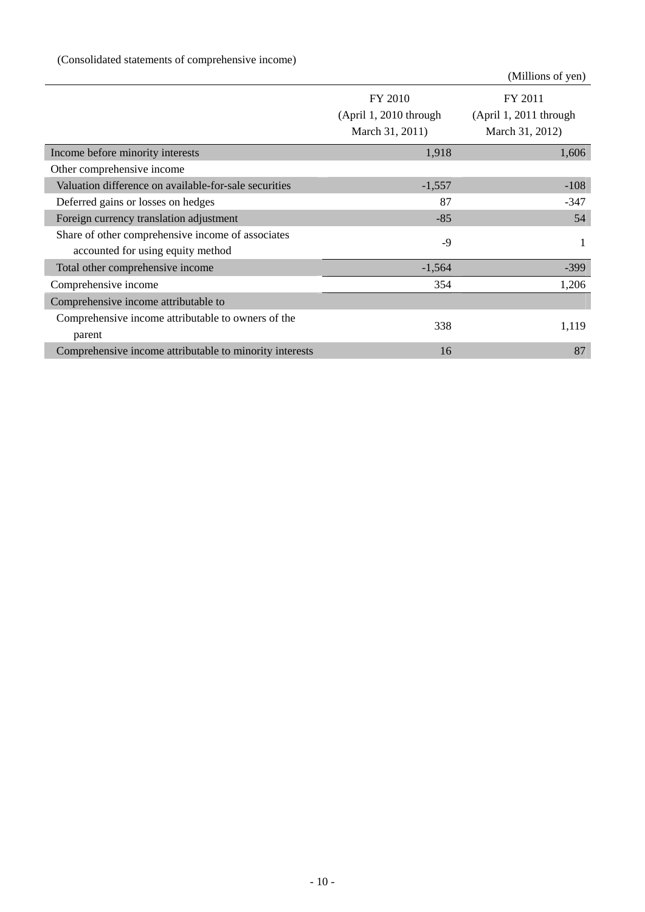(Consolidated statements of comprehensive income)

(Millions of yen)

| | FY 2010 (April 1, 2010 through March 31, 2011) | FY 2011 (April 1, 2011 through March 31, 2012) |
|---|---|---|
| Income before minority interests | 1,918 | 1,606 |
| Other comprehensive income | | |
| Valuation difference on available-for-sale securities | -1,557 | -108 |
| Deferred gains or losses on hedges | 87 | -347 |
| Foreign currency translation adjustment | -85 | 54 |
| Share of other comprehensive income of associates accounted for using equity method | -9 | 1 |
| Total other comprehensive income | -1,564 | -399 |
| Comprehensive income | 354 | 1,206 |
| Comprehensive income attributable to | | |
| Comprehensive income attributable to owners of the parent | 338 | 1,119 |
| Comprehensive income attributable to minority interests | 16 | 87 |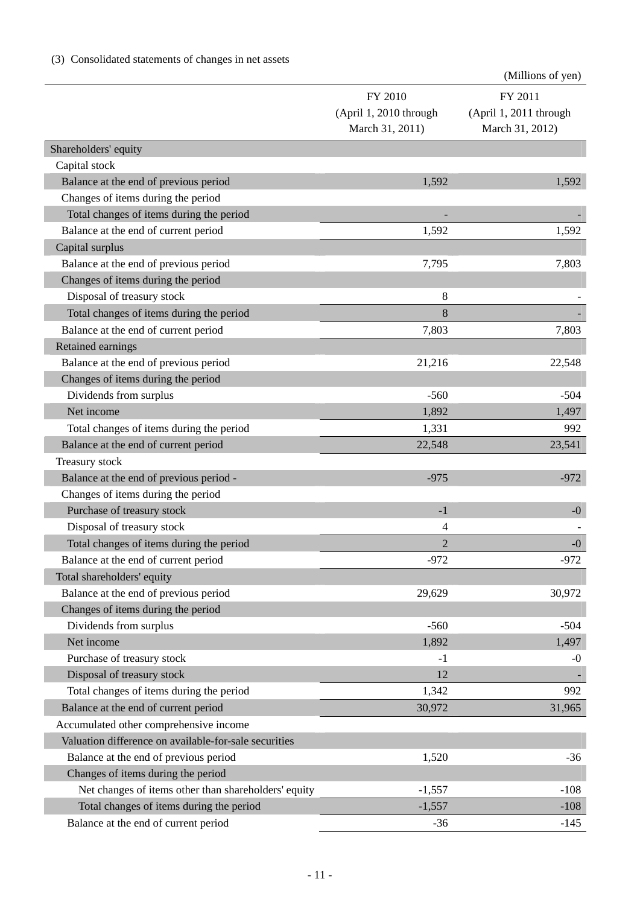(3) Consolidated statements of changes in net assets

(Millions of yen)

| | FY 2010 (April 1, 2010 through March 31, 2011) | FY 2011 (April 1, 2011 through March 31, 2012) |
|---|---|---|
| Shareholders' equity | | |
| Capital stock | | |
| Balance at the end of previous period | 1,592 | 1,592 |
| Changes of items during the period | | |
| Total changes of items during the period | - | - |
| Balance at the end of current period | 1,592 | 1,592 |
| Capital surplus | | |
| Balance at the end of previous period | 7,795 | 7,803 |
| Changes of items during the period | | |
| Disposal of treasury stock | 8 | - |
| Total changes of items during the period | 8 | - |
| Balance at the end of current period | 7,803 | 7,803 |
| Retained earnings | | |
| Balance at the end of previous period | 21,216 | 22,548 |
| Changes of items during the period | | |
| Dividends from surplus | -560 | -504 |
| Net income | 1,892 | 1,497 |
| Total changes of items during the period | 1,331 | 992 |
| Balance at the end of current period | 22,548 | 23,541 |
| Treasury stock | | |
| Balance at the end of previous period - | -975 | -972 |
| Changes of items during the period | | |
| Purchase of treasury stock | -1 | -0 |
| Disposal of treasury stock | 4 | - |
| Total changes of items during the period | 2 | -0 |
| Balance at the end of current period | -972 | -972 |
| Total shareholders' equity | | |
| Balance at the end of previous period | 29,629 | 30,972 |
| Changes of items during the period | | |
| Dividends from surplus | -560 | -504 |
| Net income | 1,892 | 1,497 |
| Purchase of treasury stock | -1 | -0 |
| Disposal of treasury stock | 12 | - |
| Total changes of items during the period | 1,342 | 992 |
| Balance at the end of current period | 30,972 | 31,965 |
| Accumulated other comprehensive income | | |
| Valuation difference on available-for-sale securities | | |
| Balance at the end of previous period | 1,520 | -36 |
| Changes of items during the period | | |
| Net changes of items other than shareholders' equity | -1,557 | -108 |
| Total changes of items during the period | -1,557 | -108 |
| Balance at the end of current period | -36 | -145 |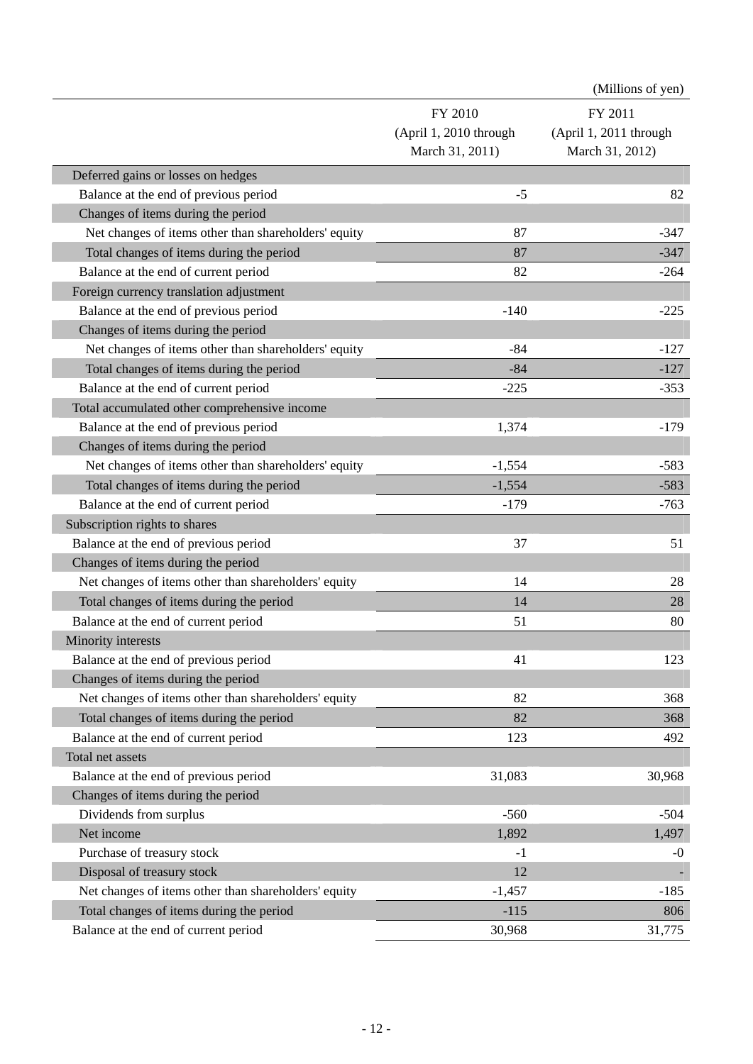(Millions of yen)

| | FY 2010 (April 1, 2010 through March 31, 2011) | FY 2011 (April 1, 2011 through March 31, 2012) |
|---|---|---|
| Deferred gains or losses on hedges | | |
| Balance at the end of previous period | -5 | 82 |
| Changes of items during the period | | |
| Net changes of items other than shareholders' equity | 87 | -347 |
| Total changes of items during the period | 87 | -347 |
| Balance at the end of current period | 82 | -264 |
| Foreign currency translation adjustment | | |
| Balance at the end of previous period | -140 | -225 |
| Changes of items during the period | | |
| Net changes of items other than shareholders' equity | -84 | -127 |
| Total changes of items during the period | -84 | -127 |
| Balance at the end of current period | -225 | -353 |
| Total accumulated other comprehensive income | | |
| Balance at the end of previous period | 1,374 | -179 |
| Changes of items during the period | | |
| Net changes of items other than shareholders' equity | -1,554 | -583 |
| Total changes of items during the period | -1,554 | -583 |
| Balance at the end of current period | -179 | -763 |
| Subscription rights to shares | | |
| Balance at the end of previous period | 37 | 51 |
| Changes of items during the period | | |
| Net changes of items other than shareholders' equity | 14 | 28 |
| Total changes of items during the period | 14 | 28 |
| Balance at the end of current period | 51 | 80 |
| Minority interests | | |
| Balance at the end of previous period | 41 | 123 |
| Changes of items during the period | | |
| Net changes of items other than shareholders' equity | 82 | 368 |
| Total changes of items during the period | 82 | 368 |
| Balance at the end of current period | 123 | 492 |
| Total net assets | | |
| Balance at the end of previous period | 31,083 | 30,968 |
| Changes of items during the period | | |
| Dividends from surplus | -560 | -504 |
| Net income | 1,892 | 1,497 |
| Purchase of treasury stock | -1 | -0 |
| Disposal of treasury stock | 12 | - |
| Net changes of items other than shareholders' equity | -1,457 | -185 |
| Total changes of items during the period | -115 | 806 |
| Balance at the end of current period | 30,968 | 31,775 |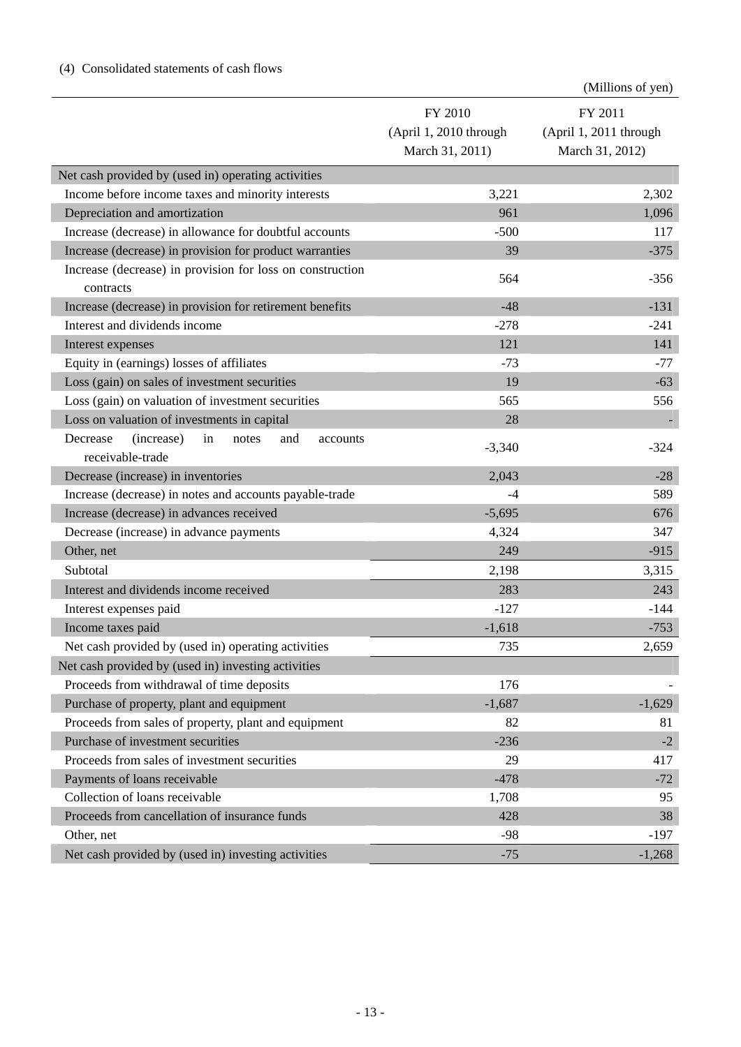(4) Consolidated statements of cash flows

(Millions of yen)

| | FY 2010 (April 1, 2010 through March 31, 2011) | FY 2011 (April 1, 2011 through March 31, 2012) |
|---|---|---|
| Net cash provided by (used in) operating activities | | |
| Income before income taxes and minority interests | 3,221 | 2,302 |
| Depreciation and amortization | 961 | 1,096 |
| Increase (decrease) in allowance for doubtful accounts | -500 | 117 |
| Increase (decrease) in provision for product warranties | 39 | -375 |
| Increase (decrease) in provision for loss on construction contracts | 564 | -356 |
| Increase (decrease) in provision for retirement benefits | -48 | -131 |
| Interest and dividends income | -278 | -241 |
| Interest expenses | 121 | 141 |
| Equity in (earnings) losses of affiliates | -73 | -77 |
| Loss (gain) on sales of investment securities | 19 | -63 |
| Loss (gain) on valuation of investment securities | 565 | 556 |
| Loss on valuation of investments in capital | 28 | - |
| Decrease (increase) in notes and accounts receivable-trade | -3,340 | -324 |
| Decrease (increase) in inventories | 2,043 | -28 |
| Increase (decrease) in notes and accounts payable-trade | -4 | 589 |
| Increase (decrease) in advances received | -5,695 | 676 |
| Decrease (increase) in advance payments | 4,324 | 347 |
| Other, net | 249 | -915 |
| Subtotal | 2,198 | 3,315 |
| Interest and dividends income received | 283 | 243 |
| Interest expenses paid | -127 | -144 |
| Income taxes paid | -1,618 | -753 |
| Net cash provided by (used in) operating activities | 735 | 2,659 |
| Net cash provided by (used in) investing activities | | |
| Proceeds from withdrawal of time deposits | 176 | - |
| Purchase of property, plant and equipment | -1,687 | -1,629 |
| Proceeds from sales of property, plant and equipment | 82 | 81 |
| Purchase of investment securities | -236 | -2 |
| Proceeds from sales of investment securities | 29 | 417 |
| Payments of loans receivable | -478 | -72 |
| Collection of loans receivable | 1,708 | 95 |
| Proceeds from cancellation of insurance funds | 428 | 38 |
| Other, net | -98 | -197 |
| Net cash provided by (used in) investing activities | -75 | -1,268 |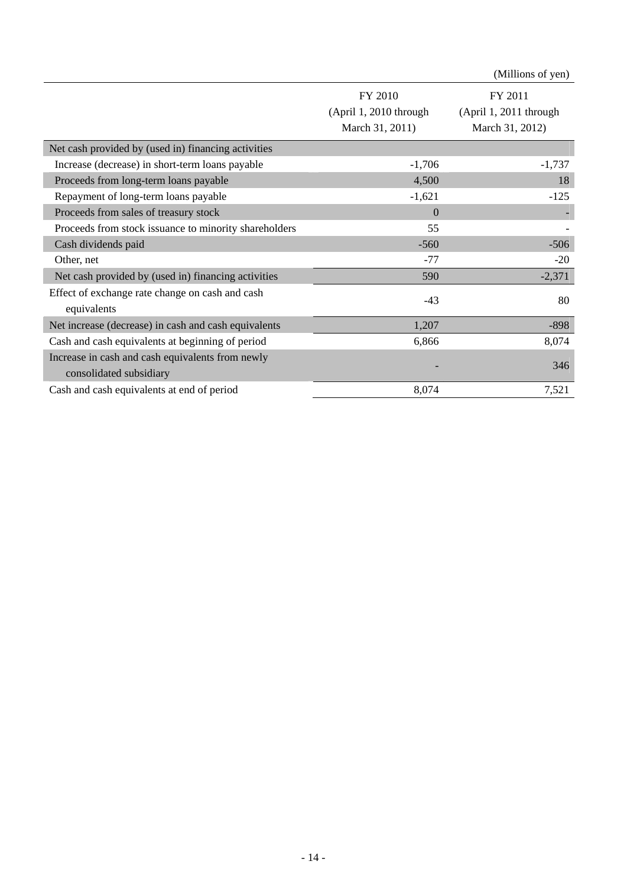(Millions of yen)

| | FY 2010 (April 1, 2010 through March 31, 2011) | FY 2011 (April 1, 2011 through March 31, 2012) |
|---|---|---|
| Net cash provided by (used in) financing activities | | |
| Increase (decrease) in short-term loans payable | -1,706 | -1,737 |
| Proceeds from long-term loans payable | 4,500 | 18 |
| Repayment of long-term loans payable | -1,621 | -125 |
| Proceeds from sales of treasury stock | 0 | - |
| Proceeds from stock issuance to minority shareholders | 55 | - |
| Cash dividends paid | -560 | -506 |
| Other, net | -77 | -20 |
| Net cash provided by (used in) financing activities | 590 | -2,371 |
| Effect of exchange rate change on cash and cash equivalents | -43 | 80 |
| Net increase (decrease) in cash and cash equivalents | 1,207 | -898 |
| Cash and cash equivalents at beginning of period | 6,866 | 8,074 |
| Increase in cash and cash equivalents from newly consolidated subsidiary | - | 346 |
| Cash and cash equivalents at end of period | 8,074 | 7,521 |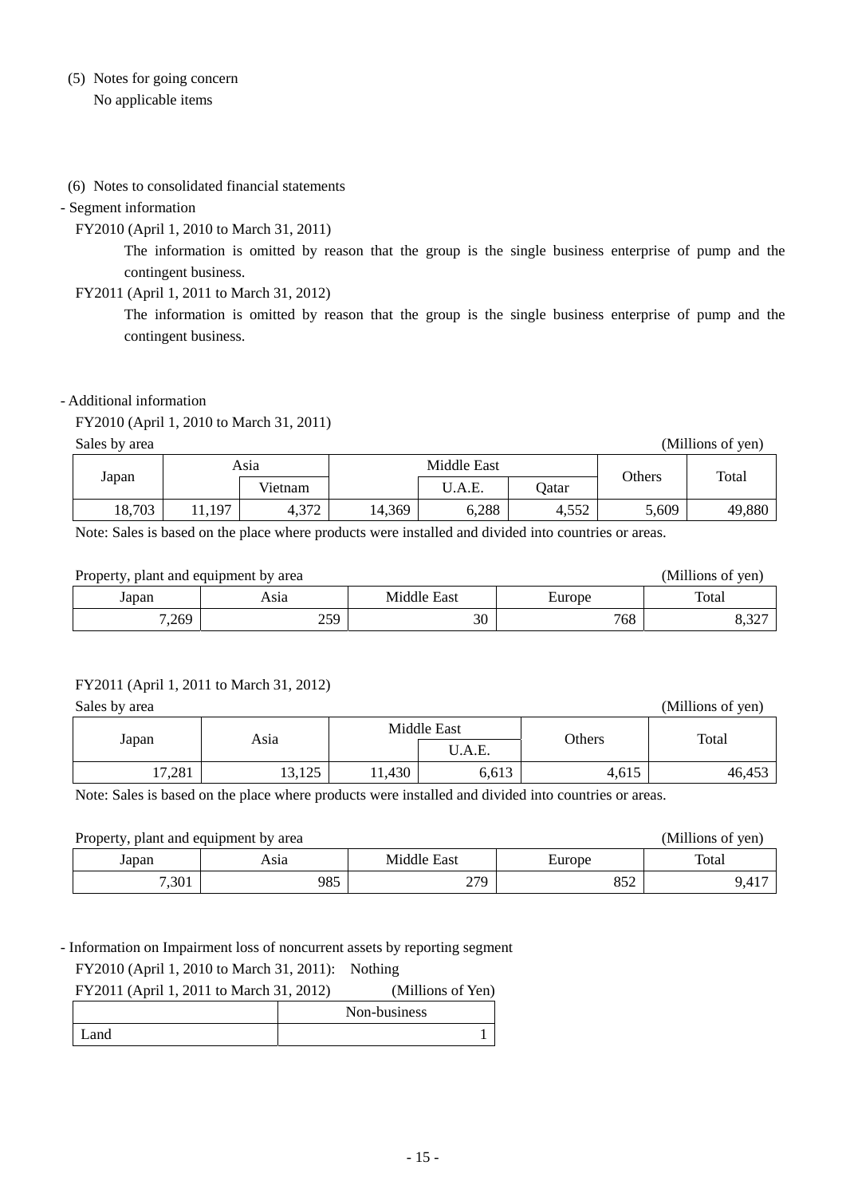(5) Notes for going concern

No applicable items

(6) Notes to consolidated financial statements

- Segment information

FY2010 (April 1, 2010 to March 31, 2011)

The information is omitted by reason that the group is the single business enterprise of pump and the contingent business.

FY2011 (April 1, 2011 to March 31, 2012)

The information is omitted by reason that the group is the single business enterprise of pump and the contingent business.

- Additional information

FY2010 (April 1, 2010 to March 31, 2011)

Sales by area (Millions of yen)

| Japan | Asia | | Middle East | | | Others | Total |
|---|---|---|---|---|---|---|---|
| | | Vietnam | | U.A.E. | Qatar | | |
| 18,703 | 11,197 | 4,372 | 14,369 | 6,288 | 4,552 | 5,609 | 49,880 |

Note: Sales is based on the place where products were installed and divided into countries or areas.

Property, plant and equipment by area (Millions of yen)

| Japan | Asia | Middle East | Europe | Total |
|---|---|---|---|---|
| 7,269 | 259 | 30 | 768 | 8,327 |

FY2011 (April 1, 2011 to March 31, 2012)

Sales by area (Millions of yen)

| Japan | Asia | Middle East | | Others | Total |
|---|---|---|---|---|---|
| | | | U.A.E. | | |
| 17,281 | 13,125 | 11,430 | 6,613 | 4,615 | 46,453 |

Note: Sales is based on the place where products were installed and divided into countries or areas.

Property, plant and equipment by area (Millions of yen)

| Japan | Asia | Middle East | Europe | Total |
|---|---|---|---|---|
| 7,301 | 985 | 279 | 852 | 9,417 |

- Information on Impairment loss of noncurrent assets by reporting segment

FY2010 (April 1, 2010 to March 31, 2011): Nothing

FY2011 (April 1, 2011 to March 31, 2012) (Millions of Yen)

| | Non-business |
|---|---|
| Land | 1 |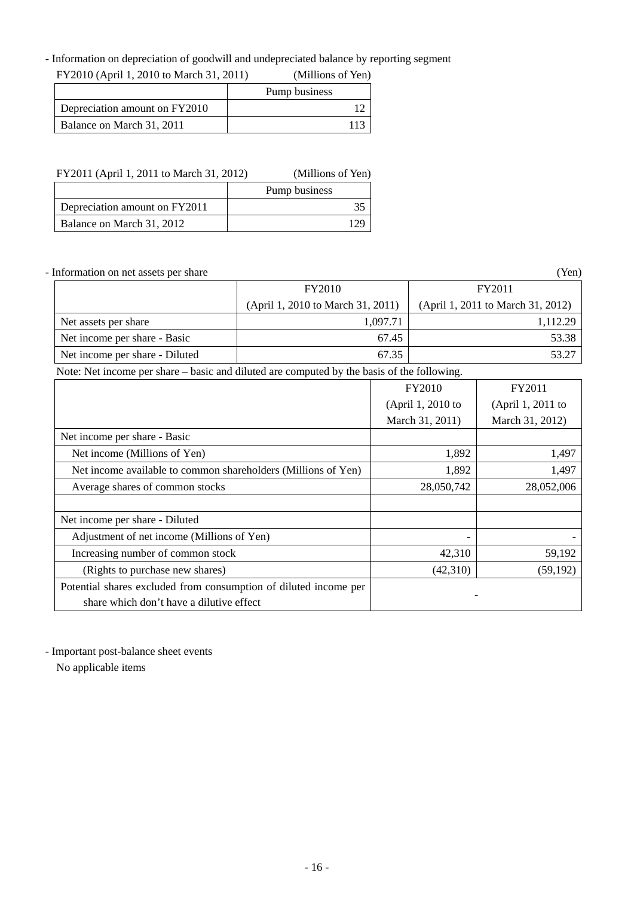- Information on depreciation of goodwill and undepreciated balance by reporting segment

FY2010 (April 1, 2010 to March 31, 2011) (Millions of Yen)

| | Pump business |
|---|---|
| Depreciation amount on FY2010 | 12 |
| Balance on March 31, 2011 | 113 |

FY2011 (April 1, 2011 to March 31, 2012) (Millions of Yen)

| | Pump business |
|---|---|
| Depreciation amount on FY2011 | 35 |
| Balance on March 31, 2012 | 129 |

- Information on net assets per share (Yen)

| | FY2010 (April 1, 2010 to March 31, 2011) | FY2011 (April 1, 2011 to March 31, 2012) |
|---|---|---|
| Net assets per share | 1,097.71 | 1,112.29 |
| Net income per share - Basic | 67.45 | 53.38 |
| Net income per share - Diluted | 67.35 | 53.27 |

Note: Net income per share – basic and diluted are computed by the basis of the following.

| | FY2010 (April 1, 2010 to March 31, 2011) | FY2011 (April 1, 2011 to March 31, 2012) |
|---|---|---|
| Net income per share - Basic | | |
| Net income (Millions of Yen) | 1,892 | 1,497 |
| Net income available to common shareholders (Millions of Yen) | 1,892 | 1,497 |
| Average shares of common stocks | 28,050,742 | 28,052,006 |
| | | |
| Net income per share - Diluted | | |
| Adjustment of net income (Millions of Yen) | - | - |
| Increasing number of common stock | 42,310 | 59,192 |
| (Rights to purchase new shares) | (42,310) | (59,192) |
| Potential shares excluded from consumption of diluted income per share which don't have a dilutive effect | - | |

- Important post-balance sheet events

No applicable items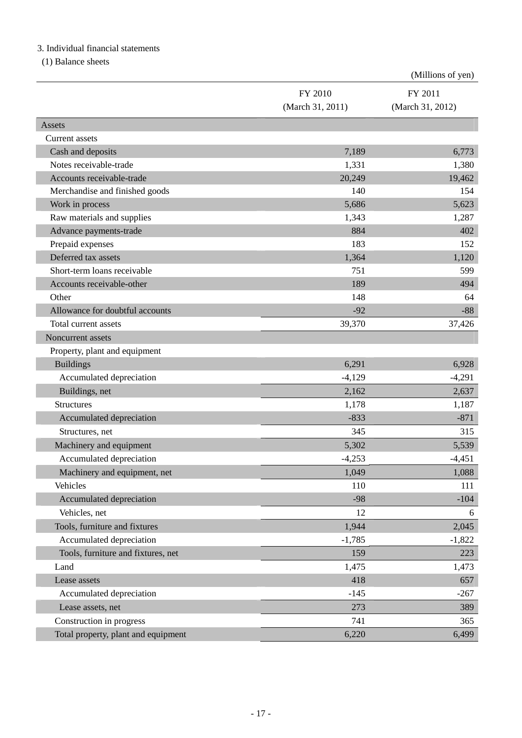3. Individual financial statements

(1) Balance sheets

(Millions of yen)

| | FY 2010 (March 31, 2011) | FY 2011 (March 31, 2012) |
|---|---|---|
| Assets | | |
| Current assets | | |
| Cash and deposits | 7,189 | 6,773 |
| Notes receivable-trade | 1,331 | 1,380 |
| Accounts receivable-trade | 20,249 | 19,462 |
| Merchandise and finished goods | 140 | 154 |
| Work in process | 5,686 | 5,623 |
| Raw materials and supplies | 1,343 | 1,287 |
| Advance payments-trade | 884 | 402 |
| Prepaid expenses | 183 | 152 |
| Deferred tax assets | 1,364 | 1,120 |
| Short-term loans receivable | 751 | 599 |
| Accounts receivable-other | 189 | 494 |
| Other | 148 | 64 |
| Allowance for doubtful accounts | -92 | -88 |
| Total current assets | 39,370 | 37,426 |
| Noncurrent assets | | |
| Property, plant and equipment | | |
| Buildings | 6,291 | 6,928 |
| Accumulated depreciation | -4,129 | -4,291 |
| Buildings, net | 2,162 | 2,637 |
| Structures | 1,178 | 1,187 |
| Accumulated depreciation | -833 | -871 |
| Structures, net | 345 | 315 |
| Machinery and equipment | 5,302 | 5,539 |
| Accumulated depreciation | -4,253 | -4,451 |
| Machinery and equipment, net | 1,049 | 1,088 |
| Vehicles | 110 | 111 |
| Accumulated depreciation | -98 | -104 |
| Vehicles, net | 12 | 6 |
| Tools, furniture and fixtures | 1,944 | 2,045 |
| Accumulated depreciation | -1,785 | -1,822 |
| Tools, furniture and fixtures, net | 159 | 223 |
| Land | 1,475 | 1,473 |
| Lease assets | 418 | 657 |
| Accumulated depreciation | -145 | -267 |
| Lease assets, net | 273 | 389 |
| Construction in progress | 741 | 365 |
| Total property, plant and equipment | 6,220 | 6,499 |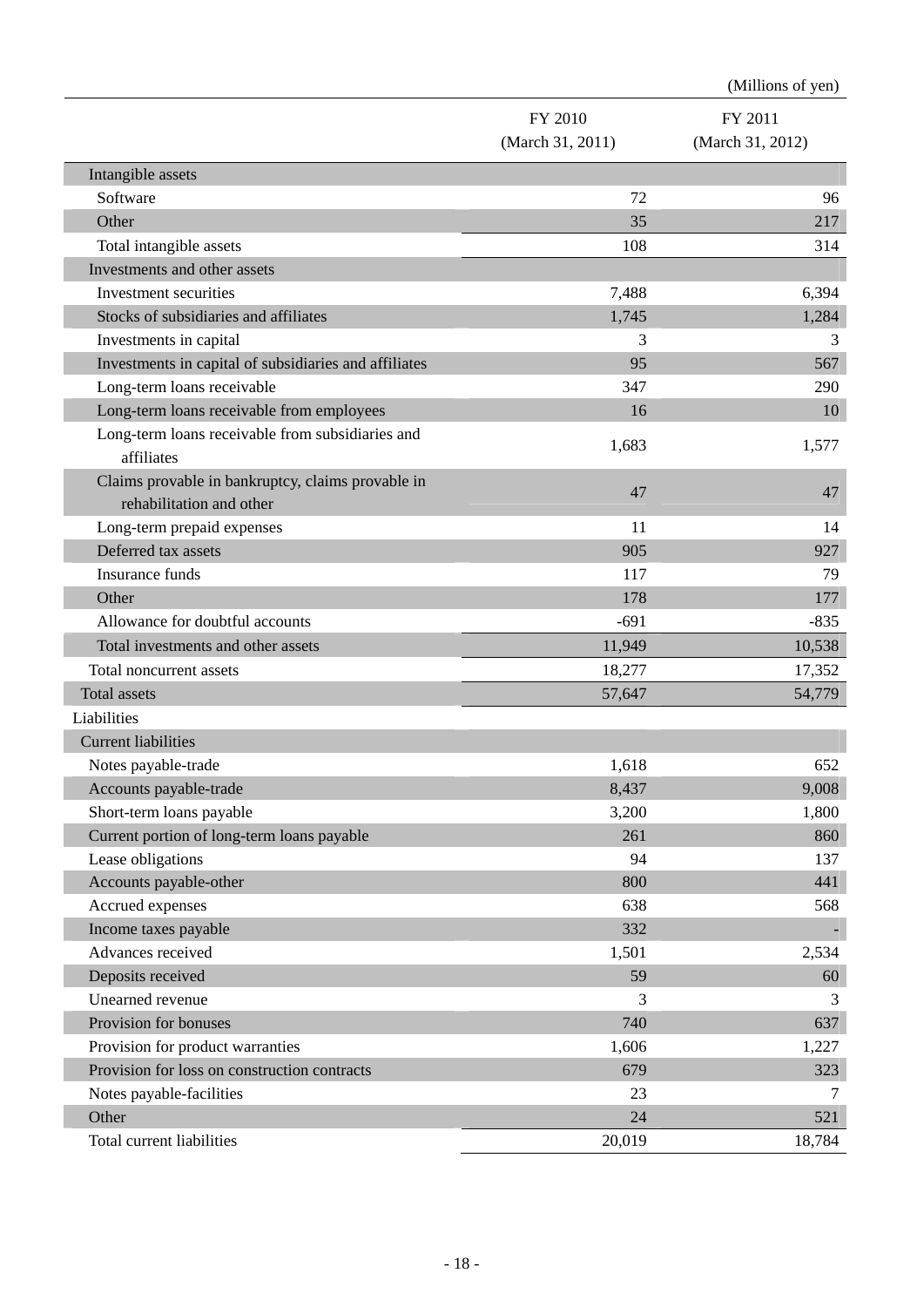(Millions of yen)

| | FY 2010 (March 31, 2011) | FY 2011 (March 31, 2012) |
|---|---|---|
| Intangible assets | | |
| Software | 72 | 96 |
| Other | 35 | 217 |
| Total intangible assets | 108 | 314 |
| Investments and other assets | | |
| Investment securities | 7,488 | 6,394 |
| Stocks of subsidiaries and affiliates | 1,745 | 1,284 |
| Investments in capital | 3 | 3 |
| Investments in capital of subsidiaries and affiliates | 95 | 567 |
| Long-term loans receivable | 347 | 290 |
| Long-term loans receivable from employees | 16 | 10 |
| Long-term loans receivable from subsidiaries and affiliates | 1,683 | 1,577 |
| Claims provable in bankruptcy, claims provable in rehabilitation and other | 47 | 47 |
| Long-term prepaid expenses | 11 | 14 |
| Deferred tax assets | 905 | 927 |
| Insurance funds | 117 | 79 |
| Other | 178 | 177 |
| Allowance for doubtful accounts | -691 | -835 |
| Total investments and other assets | 11,949 | 10,538 |
| Total noncurrent assets | 18,277 | 17,352 |
| Total assets | 57,647 | 54,779 |
| Liabilities | | |
| Current liabilities | | |
| Notes payable-trade | 1,618 | 652 |
| Accounts payable-trade | 8,437 | 9,008 |
| Short-term loans payable | 3,200 | 1,800 |
| Current portion of long-term loans payable | 261 | 860 |
| Lease obligations | 94 | 137 |
| Accounts payable-other | 800 | 441 |
| Accrued expenses | 638 | 568 |
| Income taxes payable | 332 | - |
| Advances received | 1,501 | 2,534 |
| Deposits received | 59 | 60 |
| Unearned revenue | 3 | 3 |
| Provision for bonuses | 740 | 637 |
| Provision for product warranties | 1,606 | 1,227 |
| Provision for loss on construction contracts | 679 | 323 |
| Notes payable-facilities | 23 | 7 |
| Other | 24 | 521 |
| Total current liabilities | 20,019 | 18,784 |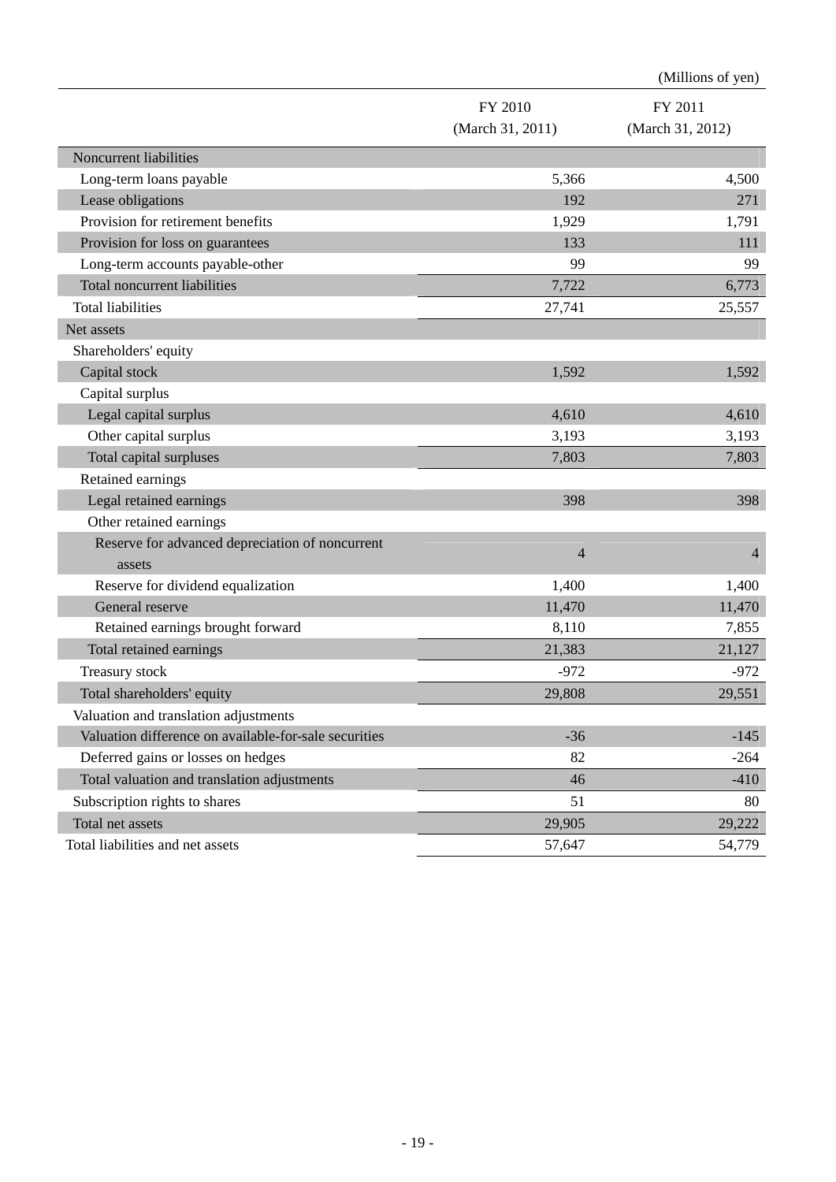(Millions of yen)

| | FY 2010 (March 31, 2011) | FY 2011 (March 31, 2012) |
|---|---|---|
| Noncurrent liabilities | | |
| Long-term loans payable | 5,366 | 4,500 |
| Lease obligations | 192 | 271 |
| Provision for retirement benefits | 1,929 | 1,791 |
| Provision for loss on guarantees | 133 | 111 |
| Long-term accounts payable-other | 99 | 99 |
| Total noncurrent liabilities | 7,722 | 6,773 |
| Total liabilities | 27,741 | 25,557 |
| Net assets | | |
| Shareholders' equity | | |
| Capital stock | 1,592 | 1,592 |
| Capital surplus | | |
| Legal capital surplus | 4,610 | 4,610 |
| Other capital surplus | 3,193 | 3,193 |
| Total capital surpluses | 7,803 | 7,803 |
| Retained earnings | | |
| Legal retained earnings | 398 | 398 |
| Other retained earnings | | |
| Reserve for advanced depreciation of noncurrent assets | 4 | 4 |
| Reserve for dividend equalization | 1,400 | 1,400 |
| General reserve | 11,470 | 11,470 |
| Retained earnings brought forward | 8,110 | 7,855 |
| Total retained earnings | 21,383 | 21,127 |
| Treasury stock | -972 | -972 |
| Total shareholders' equity | 29,808 | 29,551 |
| Valuation and translation adjustments | | |
| Valuation difference on available-for-sale securities | -36 | -145 |
| Deferred gains or losses on hedges | 82 | -264 |
| Total valuation and translation adjustments | 46 | -410 |
| Subscription rights to shares | 51 | 80 |
| Total net assets | 29,905 | 29,222 |
| Total liabilities and net assets | 57,647 | 54,779 |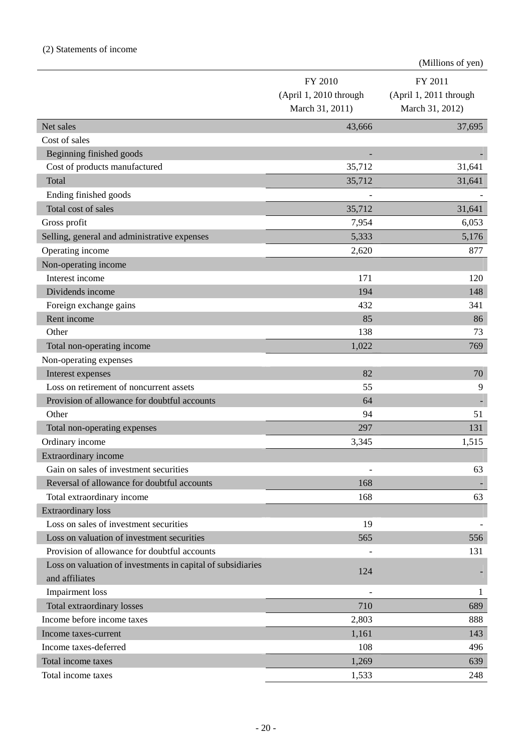(2) Statements of income

(Millions of yen)

| | FY 2010 (April 1, 2010 through March 31, 2011) | FY 2011 (April 1, 2011 through March 31, 2012) |
|---|---|---|
| Net sales | 43,666 | 37,695 |
| Cost of sales | | |
| Beginning finished goods | - | - |
| Cost of products manufactured | 35,712 | 31,641 |
| Total | 35,712 | 31,641 |
| Ending finished goods | - | - |
| Total cost of sales | 35,712 | 31,641 |
| Gross profit | 7,954 | 6,053 |
| Selling, general and administrative expenses | 5,333 | 5,176 |
| Operating income | 2,620 | 877 |
| Non-operating income | | |
| Interest income | 171 | 120 |
| Dividends income | 194 | 148 |
| Foreign exchange gains | 432 | 341 |
| Rent income | 85 | 86 |
| Other | 138 | 73 |
| Total non-operating income | 1,022 | 769 |
| Non-operating expenses | | |
| Interest expenses | 82 | 70 |
| Loss on retirement of noncurrent assets | 55 | 9 |
| Provision of allowance for doubtful accounts | 64 | - |
| Other | 94 | 51 |
| Total non-operating expenses | 297 | 131 |
| Ordinary income | 3,345 | 1,515 |
| Extraordinary income | | |
| Gain on sales of investment securities | - | 63 |
| Reversal of allowance for doubtful accounts | 168 | - |
| Total extraordinary income | 168 | 63 |
| Extraordinary loss | | |
| Loss on sales of investment securities | 19 | - |
| Loss on valuation of investment securities | 565 | 556 |
| Provision of allowance for doubtful accounts | - | 131 |
| Loss on valuation of investments in capital of subsidiaries and affiliates | 124 | - |
| Impairment loss | - | 1 |
| Total extraordinary losses | 710 | 689 |
| Income before income taxes | 2,803 | 888 |
| Income taxes-current | 1,161 | 143 |
| Income taxes-deferred | 108 | 496 |
| Total income taxes | 1,269 | 639 |
| Total income taxes | 1,533 | 248 |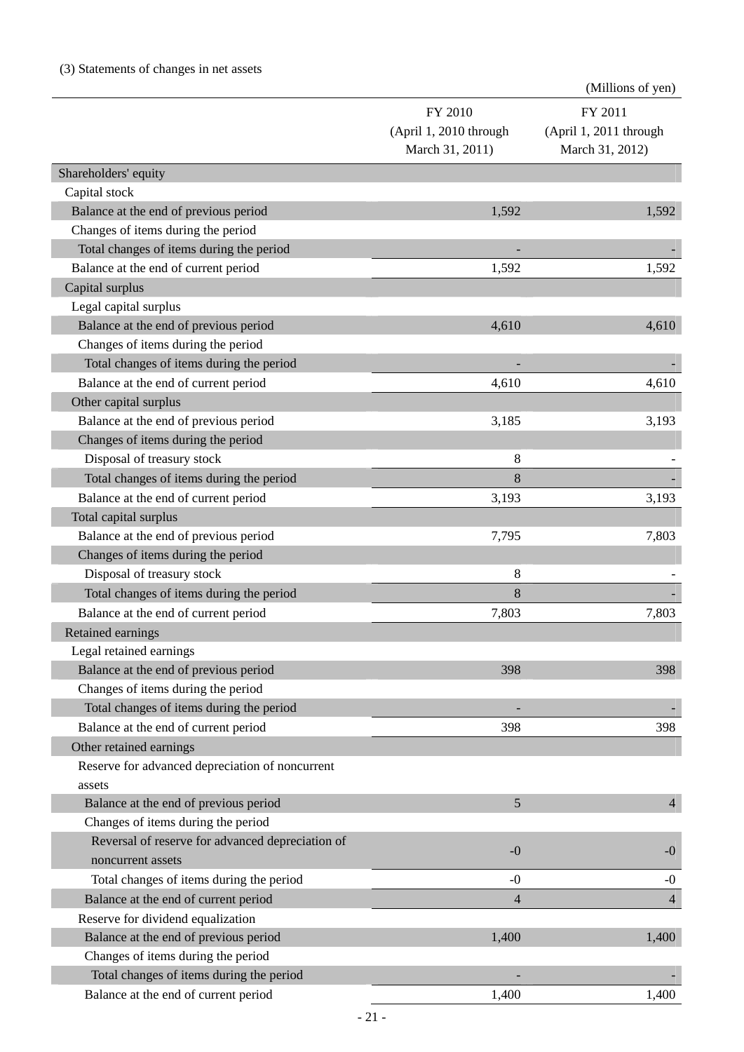(3) Statements of changes in net assets

(Millions of yen)

| | FY 2010 (April 1, 2010 through March 31, 2011) | FY 2011 (April 1, 2011 through March 31, 2012) |
|---|---|---|
| Shareholders' equity | | |
| Capital stock | | |
| Balance at the end of previous period | 1,592 | 1,592 |
| Changes of items during the period | | |
| Total changes of items during the period | - | - |
| Balance at the end of current period | 1,592 | 1,592 |
| Capital surplus | | |
| Legal capital surplus | | |
| Balance at the end of previous period | 4,610 | 4,610 |
| Changes of items during the period | | |
| Total changes of items during the period | - | - |
| Balance at the end of current period | 4,610 | 4,610 |
| Other capital surplus | | |
| Balance at the end of previous period | 3,185 | 3,193 |
| Changes of items during the period | | |
| Disposal of treasury stock | 8 | - |
| Total changes of items during the period | 8 | - |
| Balance at the end of current period | 3,193 | 3,193 |
| Total capital surplus | | |
| Balance at the end of previous period | 7,795 | 7,803 |
| Changes of items during the period | | |
| Disposal of treasury stock | 8 | - |
| Total changes of items during the period | 8 | - |
| Balance at the end of current period | 7,803 | 7,803 |
| Retained earnings | | |
| Legal retained earnings | | |
| Balance at the end of previous period | 398 | 398 |
| Changes of items during the period | | |
| Total changes of items during the period | - | - |
| Balance at the end of current period | 398 | 398 |
| Other retained earnings | | |
| Reserve for advanced depreciation of noncurrent assets | | |
| Balance at the end of previous period | 5 | 4 |
| Changes of items during the period | | |
| Reversal of reserve for advanced depreciation of noncurrent assets | -0 | -0 |
| Total changes of items during the period | -0 | -0 |
| Balance at the end of current period | 4 | 4 |
| Reserve for dividend equalization | | |
| Balance at the end of previous period | 1,400 | 1,400 |
| Changes of items during the period | | |
| Total changes of items during the period | - | - |
| Balance at the end of current period | 1,400 | 1,400 |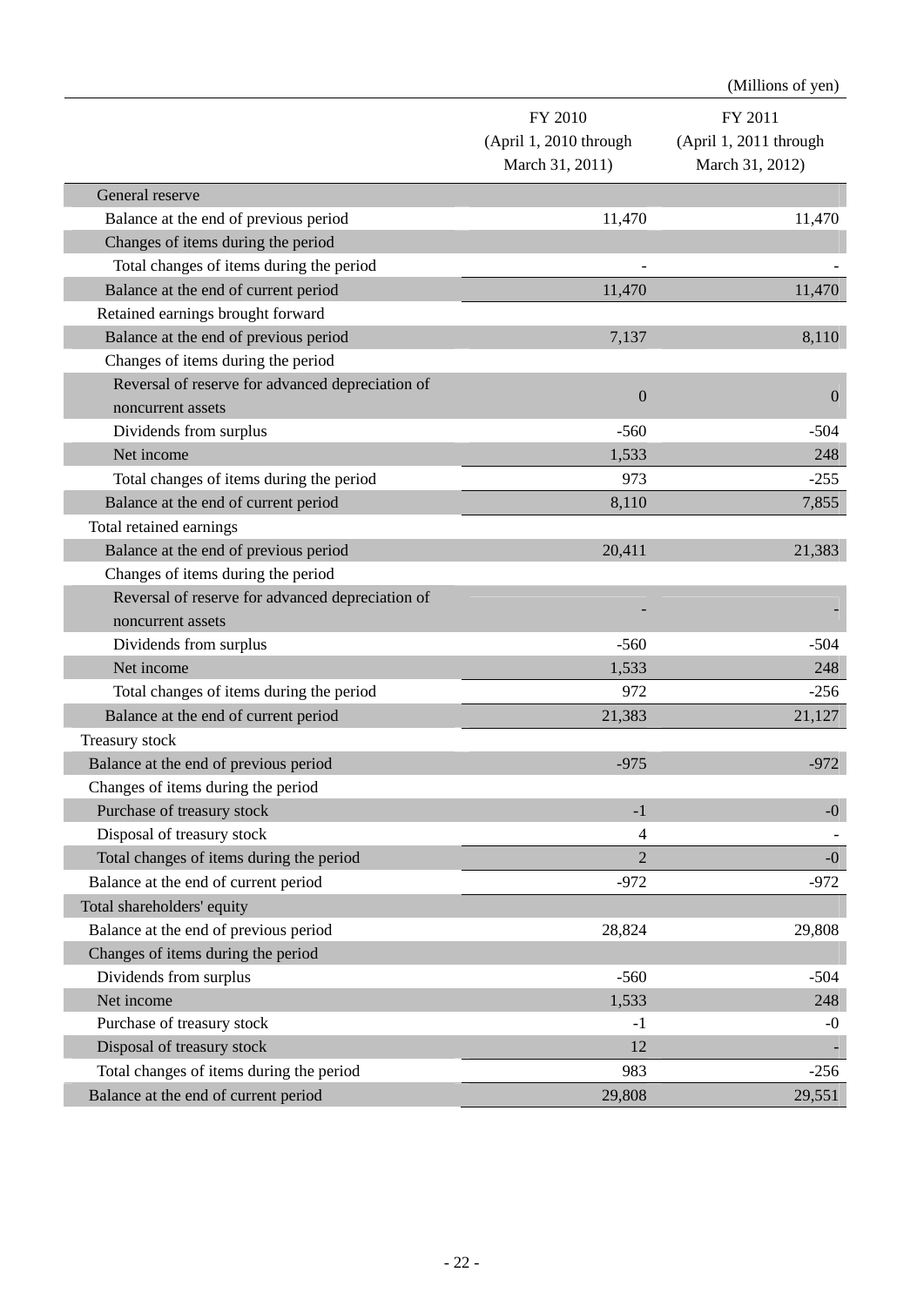(Millions of yen)

| | FY 2010 (April 1, 2010 through March 31, 2011) | FY 2011 (April 1, 2011 through March 31, 2012) |
|---|---|---|
| General reserve | | |
| Balance at the end of previous period | 11,470 | 11,470 |
| Changes of items during the period | | |
| Total changes of items during the period | - | - |
| Balance at the end of current period | 11,470 | 11,470 |
| Retained earnings brought forward | | |
| Balance at the end of previous period | 7,137 | 8,110 |
| Changes of items during the period | | |
| Reversal of reserve for advanced depreciation of noncurrent assets | 0 | 0 |
| Dividends from surplus | -560 | -504 |
| Net income | 1,533 | 248 |
| Total changes of items during the period | 973 | -255 |
| Balance at the end of current period | 8,110 | 7,855 |
| Total retained earnings | | |
| Balance at the end of previous period | 20,411 | 21,383 |
| Changes of items during the period | | |
| Reversal of reserve for advanced depreciation of noncurrent assets | - | - |
| Dividends from surplus | -560 | -504 |
| Net income | 1,533 | 248 |
| Total changes of items during the period | 972 | -256 |
| Balance at the end of current period | 21,383 | 21,127 |
| Treasury stock | | |
| Balance at the end of previous period | -975 | -972 |
| Changes of items during the period | | |
| Purchase of treasury stock | -1 | -0 |
| Disposal of treasury stock | 4 | - |
| Total changes of items during the period | 2 | -0 |
| Balance at the end of current period | -972 | -972 |
| Total shareholders' equity | | |
| Balance at the end of previous period | 28,824 | 29,808 |
| Changes of items during the period | | |
| Dividends from surplus | -560 | -504 |
| Net income | 1,533 | 248 |
| Purchase of treasury stock | -1 | -0 |
| Disposal of treasury stock | 12 | - |
| Total changes of items during the period | 983 | -256 |
| Balance at the end of current period | 29,808 | 29,551 |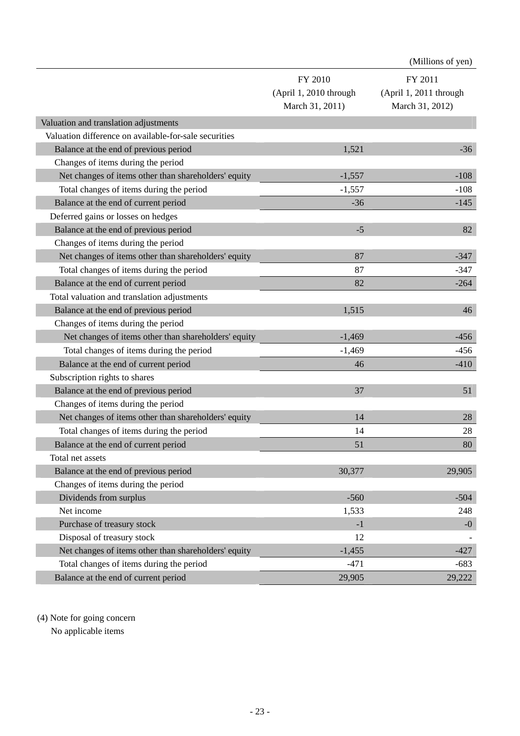(Millions of yen)

| | FY 2010 (April 1, 2010 through March 31, 2011) | FY 2011 (April 1, 2011 through March 31, 2012) |
|---|---|---|
| Valuation and translation adjustments | | |
| Valuation difference on available-for-sale securities | | |
| Balance at the end of previous period | 1,521 | -36 |
| Changes of items during the period | | |
| Net changes of items other than shareholders' equity | -1,557 | -108 |
| Total changes of items during the period | -1,557 | -108 |
| Balance at the end of current period | -36 | -145 |
| Deferred gains or losses on hedges | | |
| Balance at the end of previous period | -5 | 82 |
| Changes of items during the period | | |
| Net changes of items other than shareholders' equity | 87 | -347 |
| Total changes of items during the period | 87 | -347 |
| Balance at the end of current period | 82 | -264 |
| Total valuation and translation adjustments | | |
| Balance at the end of previous period | 1,515 | 46 |
| Changes of items during the period | | |
| Net changes of items other than shareholders' equity | -1,469 | -456 |
| Total changes of items during the period | -1,469 | -456 |
| Balance at the end of current period | 46 | -410 |
| Subscription rights to shares | | |
| Balance at the end of previous period | 37 | 51 |
| Changes of items during the period | | |
| Net changes of items other than shareholders' equity | 14 | 28 |
| Total changes of items during the period | 14 | 28 |
| Balance at the end of current period | 51 | 80 |
| Total net assets | | |
| Balance at the end of previous period | 30,377 | 29,905 |
| Changes of items during the period | | |
| Dividends from surplus | -560 | -504 |
| Net income | 1,533 | 248 |
| Purchase of treasury stock | -1 | -0 |
| Disposal of treasury stock | 12 | - |
| Net changes of items other than shareholders' equity | -1,455 | -427 |
| Total changes of items during the period | -471 | -683 |
| Balance at the end of current period | 29,905 | 29,222 |

(4) Note for going concern

No applicable items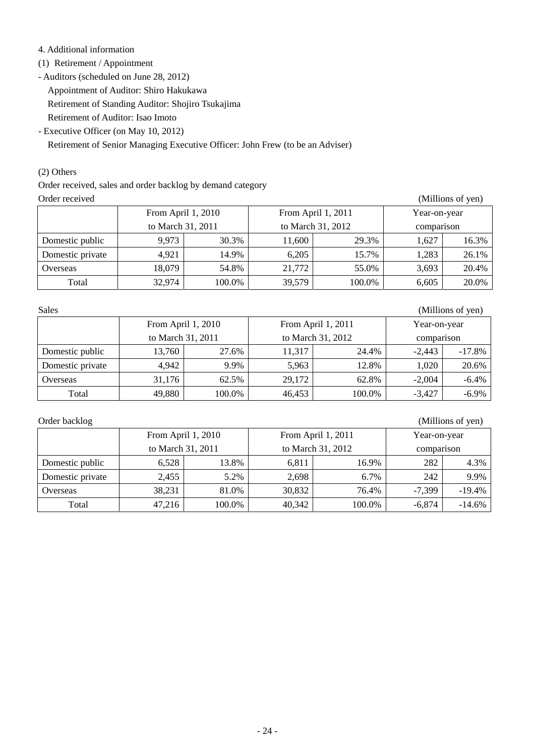4. Additional information

(1) Retirement / Appointment

- Auditors (scheduled on June 28, 2012)
  Appointment of Auditor: Shiro Hakukawa
  Retirement of Standing Auditor: Shojiro Tsukajima
  Retirement of Auditor: Isao Imoto
- Executive Officer (on May 10, 2012)
  Retirement of Senior Managing Executive Officer: John Frew (to be an Adviser)

(2) Others

Order received, sales and order backlog by demand category

Order received (Millions of yen)

| | From April 1, 2010 to March 31, 2011 | | From April 1, 2011 to March 31, 2012 | | Year-on-year comparison | |
|---|---|---|---|---|---|---|
| Domestic public | 9,973 | 30.3% | 11,600 | 29.3% | 1,627 | 16.3% |
| Domestic private | 4,921 | 14.9% | 6,205 | 15.7% | 1,283 | 26.1% |
| Overseas | 18,079 | 54.8% | 21,772 | 55.0% | 3,693 | 20.4% |
| Total | 32,974 | 100.0% | 39,579 | 100.0% | 6,605 | 20.0% |

Sales (Millions of yen)

| | From April 1, 2010 to March 31, 2011 | | From April 1, 2011 to March 31, 2012 | | Year-on-year comparison | |
|---|---|---|---|---|---|---|
| Domestic public | 13,760 | 27.6% | 11,317 | 24.4% | -2,443 | -17.8% |
| Domestic private | 4,942 | 9.9% | 5,963 | 12.8% | 1,020 | 20.6% |
| Overseas | 31,176 | 62.5% | 29,172 | 62.8% | -2,004 | -6.4% |
| Total | 49,880 | 100.0% | 46,453 | 100.0% | -3,427 | -6.9% |

Order backlog (Millions of yen)

| | From April 1, 2010 to March 31, 2011 | | From April 1, 2011 to March 31, 2012 | | Year-on-year comparison | |
|---|---|---|---|---|---|---|
| Domestic public | 6,528 | 13.8% | 6,811 | 16.9% | 282 | 4.3% |
| Domestic private | 2,455 | 5.2% | 2,698 | 6.7% | 242 | 9.9% |
| Overseas | 38,231 | 81.0% | 30,832 | 76.4% | -7,399 | -19.4% |
| Total | 47,216 | 100.0% | 40,342 | 100.0% | -6,874 | -14.6% |